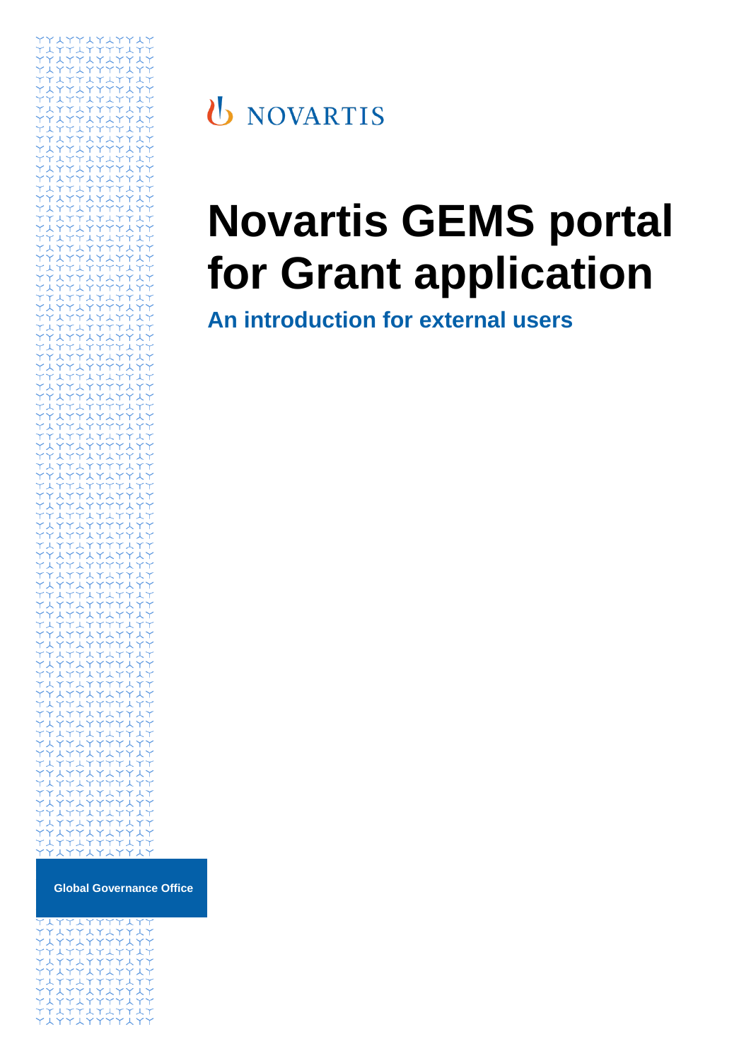NOVARTIS

# Novartis GEMS portal for Grant application

## An introduction for external users

**Global Governance Office**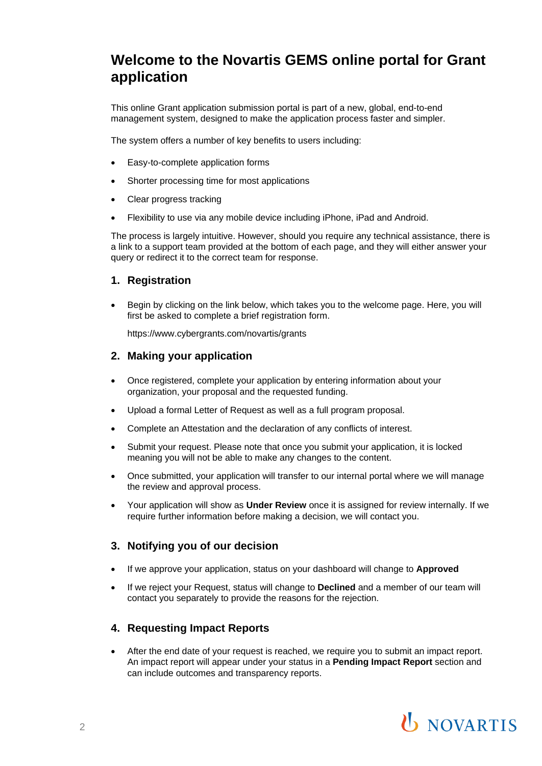# Welcome to the Novartis GEMS online portal for Grant application

This online Grant application submission portal is part of a new, global, end-to-end management system, designed to make the application process faster and simpler.

The system offers a number of key benefits to users including:

- Easy-to-complete application forms
- Shorter processing time for most applications
- Clear progress tracking
- Flexibility to use via any mobile device including iPhone, iPad and Android.

The process is largely intuitive. However, should you require any technical assistance, there is a link to a support team provided at the bottom of each page, and they will either answer your query or redirect it to the correct team for response.

## 1. Registration

- Begin by clicking on the link below, which takes you to the welcome page. Here, you will first be asked to complete a brief registration form.

  https://www.cybergrants.com/novartis/grants

## 2. Making your application

- Once registered, complete your application by entering information about your organization, your proposal and the requested funding.
- Upload a formal Letter of Request as well as a full program proposal.
- Complete an Attestation and the declaration of any conflicts of interest.
- Submit your request. Please note that once you submit your application, it is locked meaning you will not be able to make any changes to the content.
- Once submitted, your application will transfer to our internal portal where we will manage the review and approval process.
- Your application will show as **Under Review** once it is assigned for review internally. If we require further information before making a decision, we will contact you.

## 3. Notifying you of our decision

- If we approve your application, status on your dashboard will change to **Approved**
- If we reject your Request, status will change to **Declined** and a member of our team will contact you separately to provide the reasons for the rejection.

## 4. Requesting Impact Reports

- After the end date of your request is reached, we require you to submit an impact report. An impact report will appear under your status in a **Pending Impact Report** section and can include outcomes and transparency reports.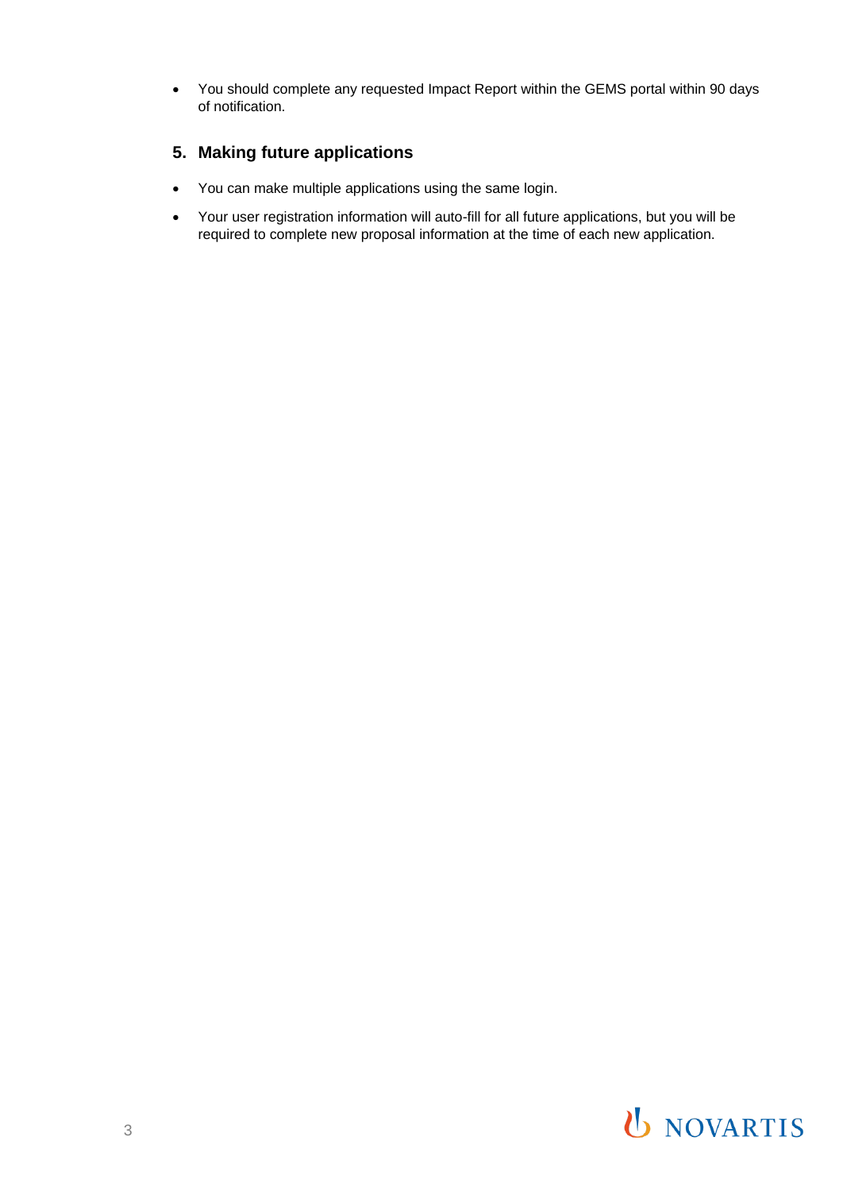- You should complete any requested Impact Report within the GEMS portal within 90 days of notification.

## 5. Making future applications

- You can make multiple applications using the same login.
- Your user registration information will auto-fill for all future applications, but you will be required to complete new proposal information at the time of each new application.